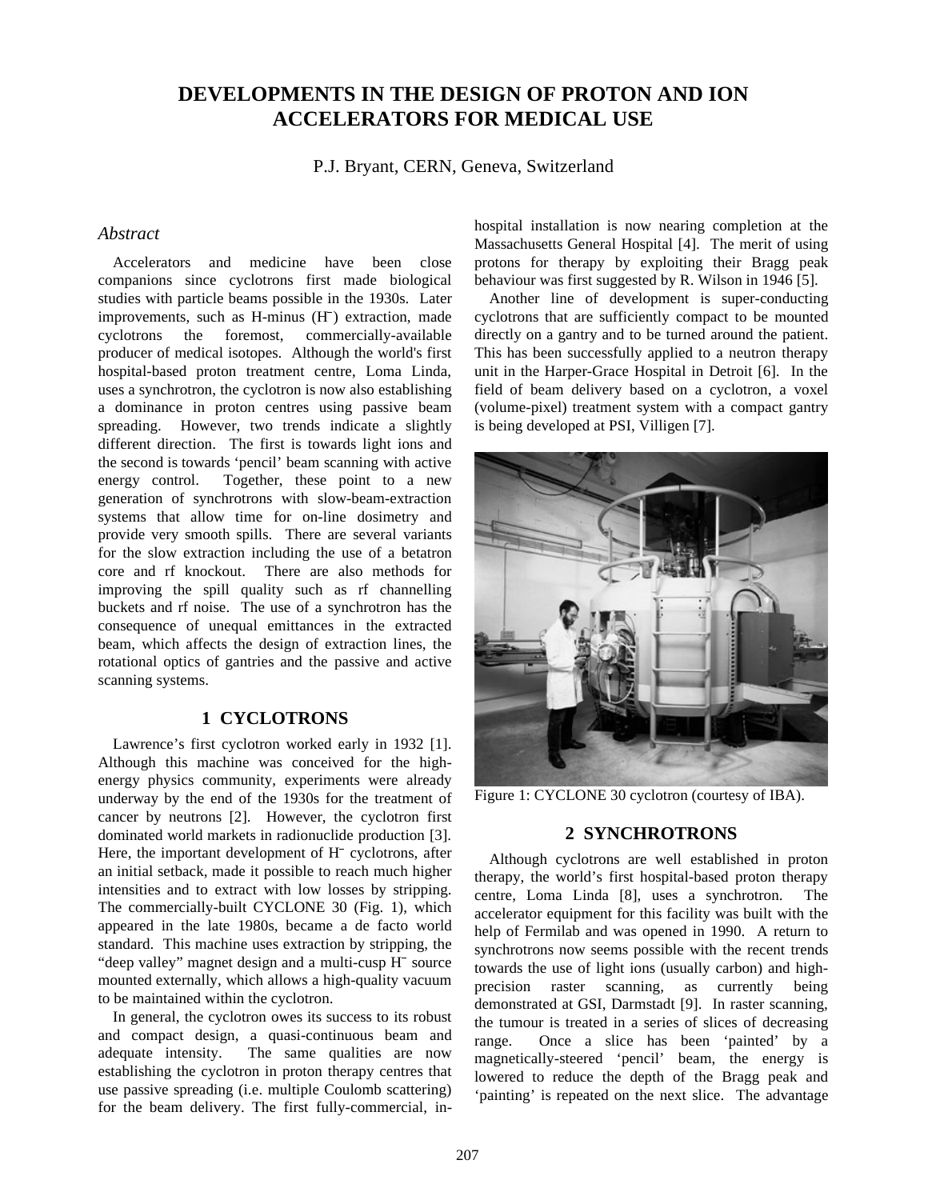# DEVELOPMENTS IN THE DESIGN OF PROTON AND ION ACCELERATORS FOR MEDICAL USE

P.J. Bryant, CERN, Geneva, Switzerland

## *Abstract*

Accelerators and medicine have been close companions since cyclotrons first made biological studies with particle beams possible in the 1930s. Later improvements, such as H-minus ($H^-$) extraction, made cyclotrons the foremost, commercially-available producer of medical isotopes. Although the world's first hospital-based proton treatment centre, Loma Linda, uses a synchrotron, the cyclotron is now also establishing a dominance in proton centres using passive beam spreading. However, two trends indicate a slightly different direction. The first is towards light ions and the second is towards 'pencil' beam scanning with active energy control. Together, these point to a new generation of synchrotrons with slow-beam-extraction systems that allow time for on-line dosimetry and provide very smooth spills. There are several variants for the slow extraction including the use of a betatron core and rf knockout. There are also methods for improving the spill quality such as rf channelling buckets and rf noise. The use of a synchrotron has the consequence of unequal emittances in the extracted beam, which affects the design of extraction lines, the rotational optics of gantries and the passive and active scanning systems.

## 1 CYCLOTRONS

Lawrence's first cyclotron worked early in 1932 [1]. Although this machine was conceived for the high-energy physics community, experiments were already underway by the end of the 1930s for the treatment of cancer by neutrons [2]. However, the cyclotron first dominated world markets in radionuclide production [3]. Here, the important development of $H^-$ cyclotrons, after an initial setback, made it possible to reach much higher intensities and to extract with low losses by stripping. The commercially-built CYCLONE 30 (Fig. 1), which appeared in the late 1980s, became a de facto world standard. This machine uses extraction by stripping, the "deep valley" magnet design and a multi-cusp $H^-$ source mounted externally, which allows a high-quality vacuum to be maintained within the cyclotron.

In general, the cyclotron owes its success to its robust and compact design, a quasi-continuous beam and adequate intensity. The same qualities are now establishing the cyclotron in proton therapy centres that use passive spreading (i.e. multiple Coulomb scattering) for the beam delivery. The first fully-commercial, in-hospital installation is now nearing completion at the Massachusetts General Hospital [4]. The merit of using protons for therapy by exploiting their Bragg peak behaviour was first suggested by R. Wilson in 1946 [5].

Another line of development is super-conducting cyclotrons that are sufficiently compact to be mounted directly on a gantry and to be turned around the patient. This has been successfully applied to a neutron therapy unit in the Harper-Grace Hospital in Detroit [6]. In the field of beam delivery based on a cyclotron, a voxel (volume-pixel) treatment system with a compact gantry is being developed at PSI, Villigen [7].

Figure 1: CYCLONE 30 cyclotron (courtesy of IBA).

## 2 SYNCHROTRONS

Although cyclotrons are well established in proton therapy, the world's first hospital-based proton therapy centre, Loma Linda [8], uses a synchrotron. The accelerator equipment for this facility was built with the help of Fermilab and was opened in 1990. A return to synchrotrons now seems possible with the recent trends towards the use of light ions (usually carbon) and high-precision raster scanning, as currently being demonstrated at GSI, Darmstadt [9]. In raster scanning, the tumour is treated in a series of slices of decreasing range. Once a slice has been 'painted' by a magnetically-steered 'pencil' beam, the energy is lowered to reduce the depth of the Bragg peak and 'painting' is repeated on the next slice. The advantage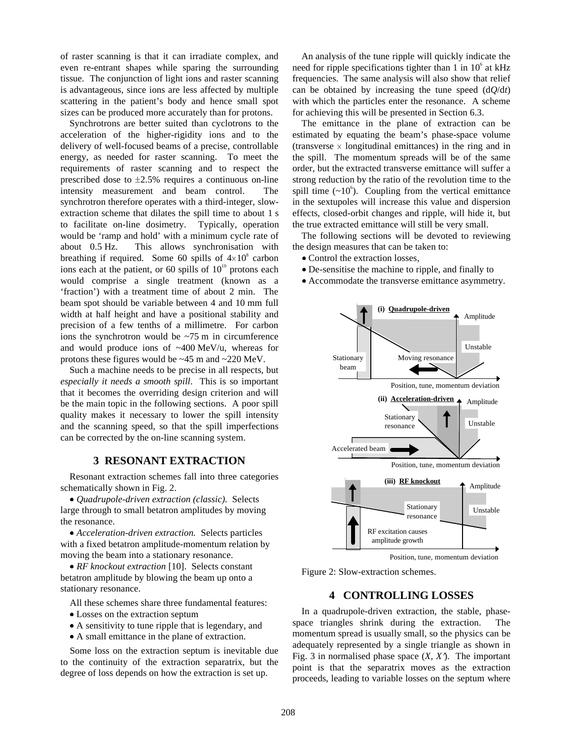of raster scanning is that it can irradiate complex, and even re-entrant shapes while sparing the surrounding tissue. The conjunction of light ions and raster scanning is advantageous, since ions are less affected by multiple scattering in the patient's body and hence small spot sizes can be produced more accurately than for protons.

Synchrotrons are better suited than cyclotrons to the acceleration of the higher-rigidity ions and to the delivery of well-focused beams of a precise, controllable energy, as needed for raster scanning. To meet the requirements of raster scanning and to respect the prescribed dose to ±2.5% requires a continuous on-line intensity measurement and beam control. The synchrotron therefore operates with a third-integer, slow-extraction scheme that dilates the spill time to about 1 s to facilitate on-line dosimetry. Typically, operation would be 'ramp and hold' with a minimum cycle rate of about 0.5 Hz. This allows synchronisation with breathing if required. Some 60 spills of $4\times10^8$ carbon ions each at the patient, or 60 spills of $10^{10}$ protons each would comprise a single treatment (known as a 'fraction') with a treatment time of about 2 min. The beam spot should be variable between 4 and 10 mm full width at half height and have a positional stability and precision of a few tenths of a millimetre. For carbon ions the synchrotron would be ~75 m in circumference and would produce ions of ~400 MeV/u, whereas for protons these figures would be ~45 m and ~220 MeV.

Such a machine needs to be precise in all respects, but *especially it needs a smooth spill*. This is so important that it becomes the overriding design criterion and will be the main topic in the following sections. A poor spill quality makes it necessary to lower the spill intensity and the scanning speed, so that the spill imperfections can be corrected by the on-line scanning system.

## 3 RESONANT EXTRACTION

Resonant extraction schemes fall into three categories schematically shown in Fig. 2.

- *Quadrupole-driven extraction (classic).* Selects large through to small betatron amplitudes by moving the resonance.
- *Acceleration-driven extraction.* Selects particles with a fixed betatron amplitude-momentum relation by moving the beam into a stationary resonance.
- *RF knockout extraction* [10]. Selects constant betatron amplitude by blowing the beam up onto a stationary resonance.

All these schemes share three fundamental features:

- Losses on the extraction septum
- A sensitivity to tune ripple that is legendary, and
- A small emittance in the plane of extraction.

Some loss on the extraction septum is inevitable due to the continuity of the extraction separatrix, but the degree of loss depends on how the extraction is set up.

An analysis of the tune ripple will quickly indicate the need for ripple specifications tighter than 1 in $10^6$ at kHz frequencies. The same analysis will also show that relief can be obtained by increasing the tune speed ($dQ/dt$) with which the particles enter the resonance. A scheme for achieving this will be presented in Section 6.3.

The emittance in the plane of extraction can be estimated by equating the beam's phase-space volume (transverse × longitudinal emittances) in the ring and in the spill. The momentum spreads will be of the same order, but the extracted transverse emittance will suffer a strong reduction by the ratio of the revolution time to the spill time (~$10^6$). Coupling from the vertical emittance in the sextupoles will increase this value and dispersion effects, closed-orbit changes and ripple, will hide it, but the true extracted emittance will still be very small.

The following sections will be devoted to reviewing the design measures that can be taken to:

- Control the extraction losses,
- De-sensitise the machine to ripple, and finally to
- Accommodate the transverse emittance asymmetry.

(i) Quadrupole-driven — Amplitude; Unstable; Stationary beam; Moving resonance; Position, tune, momentum deviation

(ii) Acceleration-driven — Amplitude; Stationary resonance; Unstable; Accelerated beam; Position, tune, momentum deviation

(iii) RF knockout — Amplitude; Stationary resonance; Unstable; RF excitation causes amplitude growth; Position, tune, momentum deviation

Figure 2: Slow-extraction schemes.

## 4 CONTROLLING LOSSES

In a quadrupole-driven extraction, the stable, phase-space triangles shrink during the extraction. The momentum spread is usually small, so the physics can be adequately represented by a single triangle as shown in Fig. 3 in normalised phase space ($X, X'$). The important point is that the separatrix moves as the extraction proceeds, leading to variable losses on the septum where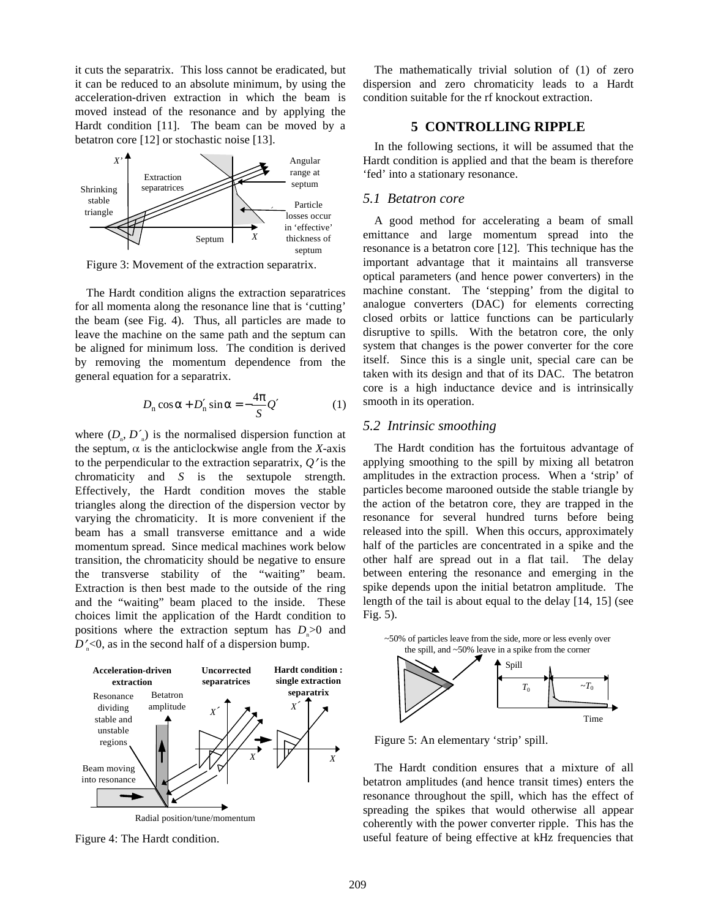it cuts the separatrix. This loss cannot be eradicated, but it can be reduced to an absolute minimum, by using the acceleration-driven extraction in which the beam is moved instead of the resonance and by applying the Hardt condition [11]. The beam can be moved by a betatron core [12] or stochastic noise [13].

Figure 3: Movement of the extraction separatrix.

The Hardt condition aligns the extraction separatrices for all momenta along the resonance line that is 'cutting' the beam (see Fig. 4). Thus, all particles are made to leave the machine on the same path and the septum can be aligned for minimum loss. The condition is derived by removing the momentum dependence from the general equation for a separatrix.

$$D_n \cos\alpha + D'_n \sin\alpha = -\frac{4\pi}{S}Q' \qquad (1)$$

where ($D_n$, $D'_n$) is the normalised dispersion function at the septum, $\alpha$ is the anticlockwise angle from the $X$-axis to the perpendicular to the extraction separatrix, $Q'$ is the chromaticity and $S$ is the sextupole strength. Effectively, the Hardt condition moves the stable triangles along the direction of the dispersion vector by varying the chromaticity. It is more convenient if the beam has a small transverse emittance and a wide momentum spread. Since medical machines work below transition, the chromaticity should be negative to ensure the transverse stability of the "waiting" beam. Extraction is then best made to the outside of the ring and the "waiting" beam placed to the inside. These choices limit the application of the Hardt condition to positions where the extraction septum has $D_n>0$ and $D'_n<0$, as in the second half of a dispersion bump.

Figure 4: The Hardt condition.

The mathematically trivial solution of (1) of zero dispersion and zero chromaticity leads to a Hardt condition suitable for the rf knockout extraction.

## 5 CONTROLLING RIPPLE

In the following sections, it will be assumed that the Hardt condition is applied and that the beam is therefore 'fed' into a stationary resonance.

### *5.1 Betatron core*

A good method for accelerating a beam of small emittance and large momentum spread into the resonance is a betatron core [12]. This technique has the important advantage that it maintains all transverse optical parameters (and hence power converters) in the machine constant. The 'stepping' from the digital to analogue converters (DAC) for elements correcting closed orbits or lattice functions can be particularly disruptive to spills. With the betatron core, the only system that changes is the power converter for the core itself. Since this is a single unit, special care can be taken with its design and that of its DAC. The betatron core is a high inductance device and is intrinsically smooth in its operation.

### *5.2 Intrinsic smoothing*

The Hardt condition has the fortuitous advantage of applying smoothing to the spill by mixing all betatron amplitudes in the extraction process. When a 'strip' of particles become marooned outside the stable triangle by the action of the betatron core, they are trapped in the resonance for several hundred turns before being released into the spill. When this occurs, approximately half of the particles are concentrated in a spike and the other half are spread out in a flat tail. The delay between entering the resonance and emerging in the spike depends upon the initial betatron amplitude. The length of the tail is about equal to the delay [14, 15] (see Fig. 5).

Figure 5: An elementary 'strip' spill.

The Hardt condition ensures that a mixture of all betatron amplitudes (and hence transit times) enters the resonance throughout the spill, which has the effect of spreading the spikes that would otherwise all appear coherently with the power converter ripple. This has the useful feature of being effective at kHz frequencies that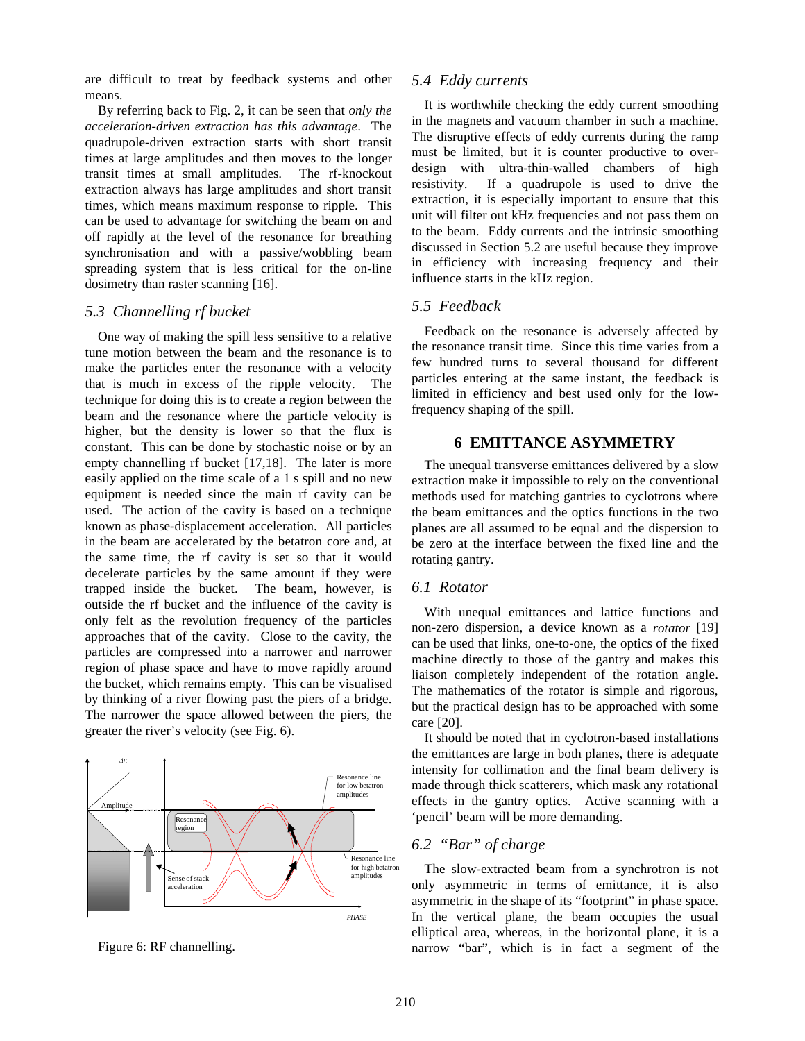are difficult to treat by feedback systems and other means.

By referring back to Fig. 2, it can be seen that *only the acceleration-driven extraction has this advantage*. The quadrupole-driven extraction starts with short transit times at large amplitudes and then moves to the longer transit times at small amplitudes. The rf-knockout extraction always has large amplitudes and short transit times, which means maximum response to ripple. This can be used to advantage for switching the beam on and off rapidly at the level of the resonance for breathing synchronisation and with a passive/wobbling beam spreading system that is less critical for the on-line dosimetry than raster scanning [16].

## 5.3 Channelling rf bucket

One way of making the spill less sensitive to a relative tune motion between the beam and the resonance is to make the particles enter the resonance with a velocity that is much in excess of the ripple velocity. The technique for doing this is to create a region between the beam and the resonance where the particle velocity is higher, but the density is lower so that the flux is constant. This can be done by stochastic noise or by an empty channelling rf bucket [17,18]. The later is more easily applied on the time scale of a 1 s spill and no new equipment is needed since the main rf cavity can be used. The action of the cavity is based on a technique known as phase-displacement acceleration. All particles in the beam are accelerated by the betatron core and, at the same time, the rf cavity is set so that it would decelerate particles by the same amount if they were trapped inside the bucket. The beam, however, is outside the rf bucket and the influence of the cavity is only felt as the revolution frequency of the particles approaches that of the cavity. Close to the cavity, the particles are compressed into a narrower and narrower region of phase space and have to move rapidly around the bucket, which remains empty. This can be visualised by thinking of a river flowing past the piers of a bridge. The narrower the space allowed between the piers, the greater the river's velocity (see Fig. 6).

Figure 6: RF channelling.

## 5.4 Eddy currents

It is worthwhile checking the eddy current smoothing in the magnets and vacuum chamber in such a machine. The disruptive effects of eddy currents during the ramp must be limited, but it is counter productive to over-design with ultra-thin-walled chambers of high resistivity. If a quadrupole is used to drive the extraction, it is especially important to ensure that this unit will filter out kHz frequencies and not pass them on to the beam. Eddy currents and the intrinsic smoothing discussed in Section 5.2 are useful because they improve in efficiency with increasing frequency and their influence starts in the kHz region.

## 5.5 Feedback

Feedback on the resonance is adversely affected by the resonance transit time. Since this time varies from a few hundred turns to several thousand for different particles entering at the same instant, the feedback is limited in efficiency and best used only for the low-frequency shaping of the spill.

# 6 EMITTANCE ASYMMETRY

The unequal transverse emittances delivered by a slow extraction make it impossible to rely on the conventional methods used for matching gantries to cyclotrons where the beam emittances and the optics functions in the two planes are all assumed to be equal and the dispersion to be zero at the interface between the fixed line and the rotating gantry.

## 6.1 Rotator

With unequal emittances and lattice functions and non-zero dispersion, a device known as a *rotator* [19] can be used that links, one-to-one, the optics of the fixed machine directly to those of the gantry and makes this liaison completely independent of the rotation angle. The mathematics of the rotator is simple and rigorous, but the practical design has to be approached with some care [20].

It should be noted that in cyclotron-based installations the emittances are large in both planes, there is adequate intensity for collimation and the final beam delivery is made through thick scatterers, which mask any rotational effects in the gantry optics. Active scanning with a 'pencil' beam will be more demanding.

## 6.2 "Bar" of charge

The slow-extracted beam from a synchrotron is not only asymmetric in terms of emittance, it is also asymmetric in the shape of its "footprint" in phase space. In the vertical plane, the beam occupies the usual elliptical area, whereas, in the horizontal plane, it is a narrow "bar", which is in fact a segment of the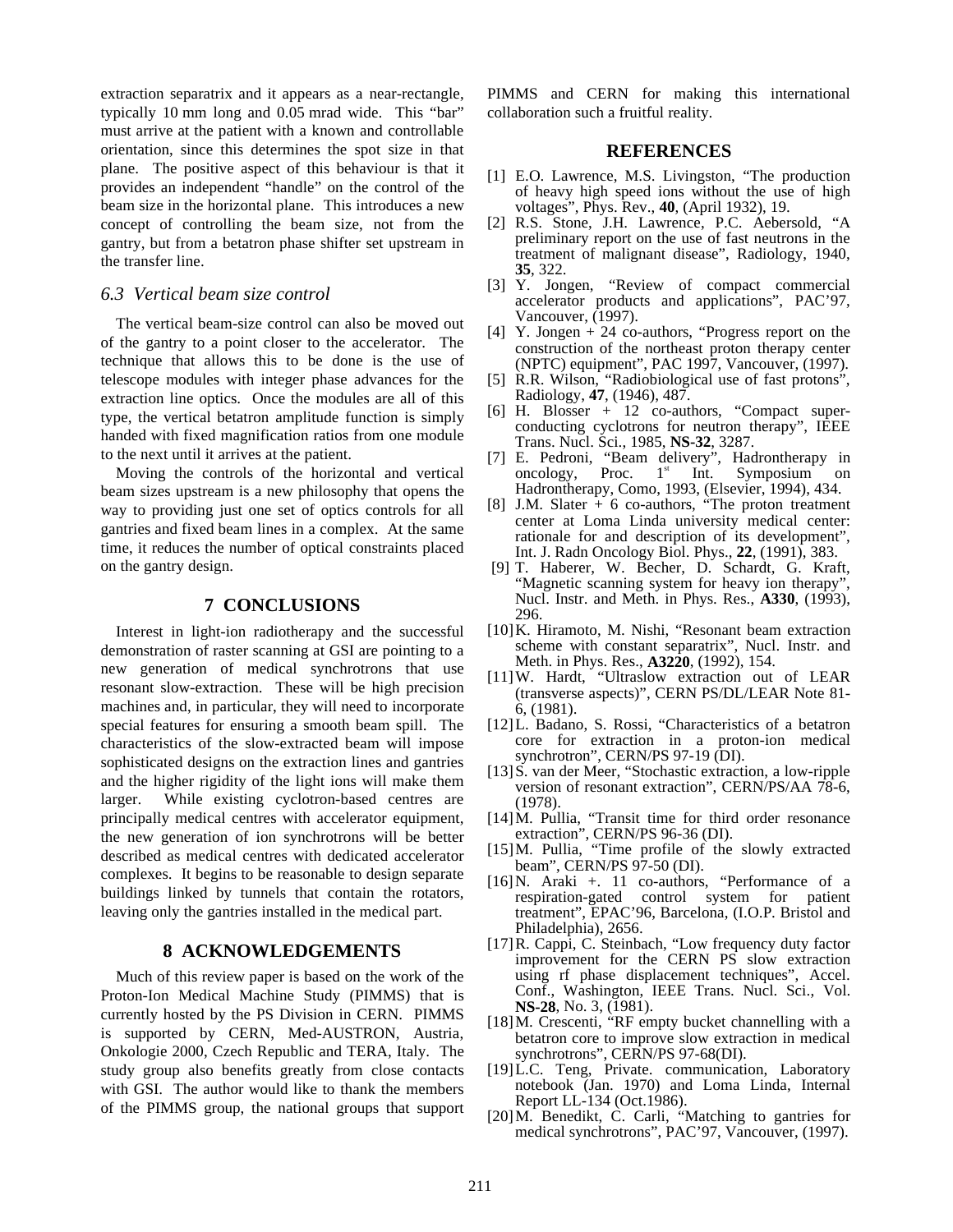extraction separatrix and it appears as a near-rectangle, typically 10 mm long and 0.05 mrad wide. This "bar" must arrive at the patient with a known and controllable orientation, since this determines the spot size in that plane. The positive aspect of this behaviour is that it provides an independent "handle" on the control of the beam size in the horizontal plane. This introduces a new concept of controlling the beam size, not from the gantry, but from a betatron phase shifter set upstream in the transfer line.

### *6.3 Vertical beam size control*

The vertical beam-size control can also be moved out of the gantry to a point closer to the accelerator. The technique that allows this to be done is the use of telescope modules with integer phase advances for the extraction line optics. Once the modules are all of this type, the vertical betatron amplitude function is simply handed with fixed magnification ratios from one module to the next until it arrives at the patient.

Moving the controls of the horizontal and vertical beam sizes upstream is a new philosophy that opens the way to providing just one set of optics controls for all gantries and fixed beam lines in a complex. At the same time, it reduces the number of optical constraints placed on the gantry design.

## 7 CONCLUSIONS

Interest in light-ion radiotherapy and the successful demonstration of raster scanning at GSI are pointing to a new generation of medical synchrotrons that use resonant slow-extraction. These will be high precision machines and, in particular, they will need to incorporate special features for ensuring a smooth beam spill. The characteristics of the slow-extracted beam will impose sophisticated designs on the extraction lines and gantries and the higher rigidity of the light ions will make them larger. While existing cyclotron-based centres are principally medical centres with accelerator equipment, the new generation of ion synchrotrons will be better described as medical centres with dedicated accelerator complexes. It begins to be reasonable to design separate buildings linked by tunnels that contain the rotators, leaving only the gantries installed in the medical part.

## 8 ACKNOWLEDGEMENTS

Much of this review paper is based on the work of the Proton-Ion Medical Machine Study (PIMMS) that is currently hosted by the PS Division in CERN. PIMMS is supported by CERN, Med-AUSTRON, Austria, Onkologie 2000, Czech Republic and TERA, Italy. The study group also benefits greatly from close contacts with GSI. The author would like to thank the members of the PIMMS group, the national groups that support PIMMS and CERN for making this international collaboration such a fruitful reality.

## REFERENCES

[1] E.O. Lawrence, M.S. Livingston, "The production of heavy high speed ions without the use of high voltages", Phys. Rev., **40**, (April 1932), 19.

[2] R.S. Stone, J.H. Lawrence, P.C. Aebersold, "A preliminary report on the use of fast neutrons in the treatment of malignant disease", Radiology, 1940, **35**, 322.

[3] Y. Jongen, "Review of compact commercial accelerator products and applications", PAC'97, Vancouver, (1997).

[4] Y. Jongen + 24 co-authors, "Progress report on the construction of the northeast proton therapy center (NPTC) equipment", PAC 1997, Vancouver, (1997).

[5] R.R. Wilson, "Radiobiological use of fast protons", Radiology, **47**, (1946), 487.

[6] H. Blosser + 12 co-authors, "Compact superconducting cyclotrons for neutron therapy", IEEE Trans. Nucl. Sci., 1985, **NS-32**, 3287.

[7] E. Pedroni, "Beam delivery", Hadrontherapy in oncology, Proc. 1st Int. Symposium on Hadrontherapy, Como, 1993, (Elsevier, 1994), 434.

[8] J.M. Slater + 6 co-authors, "The proton treatment center at Loma Linda university medical center: rationale for and description of its development", Int. J. Radn Oncology Biol. Phys., **22**, (1991), 383.

[9] T. Haberer, W. Becher, D. Schardt, G. Kraft, "Magnetic scanning system for heavy ion therapy", Nucl. Instr. and Meth. in Phys. Res., **A330**, (1993), 296.

[10] K. Hiramoto, M. Nishi, "Resonant beam extraction scheme with constant separatrix", Nucl. Instr. and Meth. in Phys. Res., **A3220**, (1992), 154.

[11] W. Hardt, "Ultraslow extraction out of LEAR (transverse aspects)", CERN PS/DL/LEAR Note 81-6, (1981).

[12] L. Badano, S. Rossi, "Characteristics of a betatron core for extraction in a proton-ion medical synchrotron", CERN/PS 97-19 (DI).

[13] S. van der Meer, "Stochastic extraction, a low-ripple version of resonant extraction", CERN/PS/AA 78-6, (1978).

[14] M. Pullia, "Transit time for third order resonance extraction", CERN/PS 96-36 (DI).

[15] M. Pullia, "Time profile of the slowly extracted beam", CERN/PS 97-50 (DI).

[16] N. Araki +. 11 co-authors, "Performance of a respiration-gated control system for patient treatment", EPAC'96, Barcelona, (I.O.P. Bristol and Philadelphia), 2656.

[17] R. Cappi, C. Steinbach, "Low frequency duty factor improvement for the CERN PS slow extraction using rf phase displacement techniques", Accel. Conf., Washington, IEEE Trans. Nucl. Sci., Vol. **NS-28**, No. 3, (1981).

[18] M. Crescenti, "RF empty bucket channelling with a betatron core to improve slow extraction in medical synchrotrons", CERN/PS 97-68(DI).

[19] L.C. Teng, Private. communication, Laboratory notebook (Jan. 1970) and Loma Linda, Internal Report LL-134 (Oct.1986).

[20] M. Benedikt, C. Carli, "Matching to gantries for medical synchrotrons", PAC'97, Vancouver, (1997).